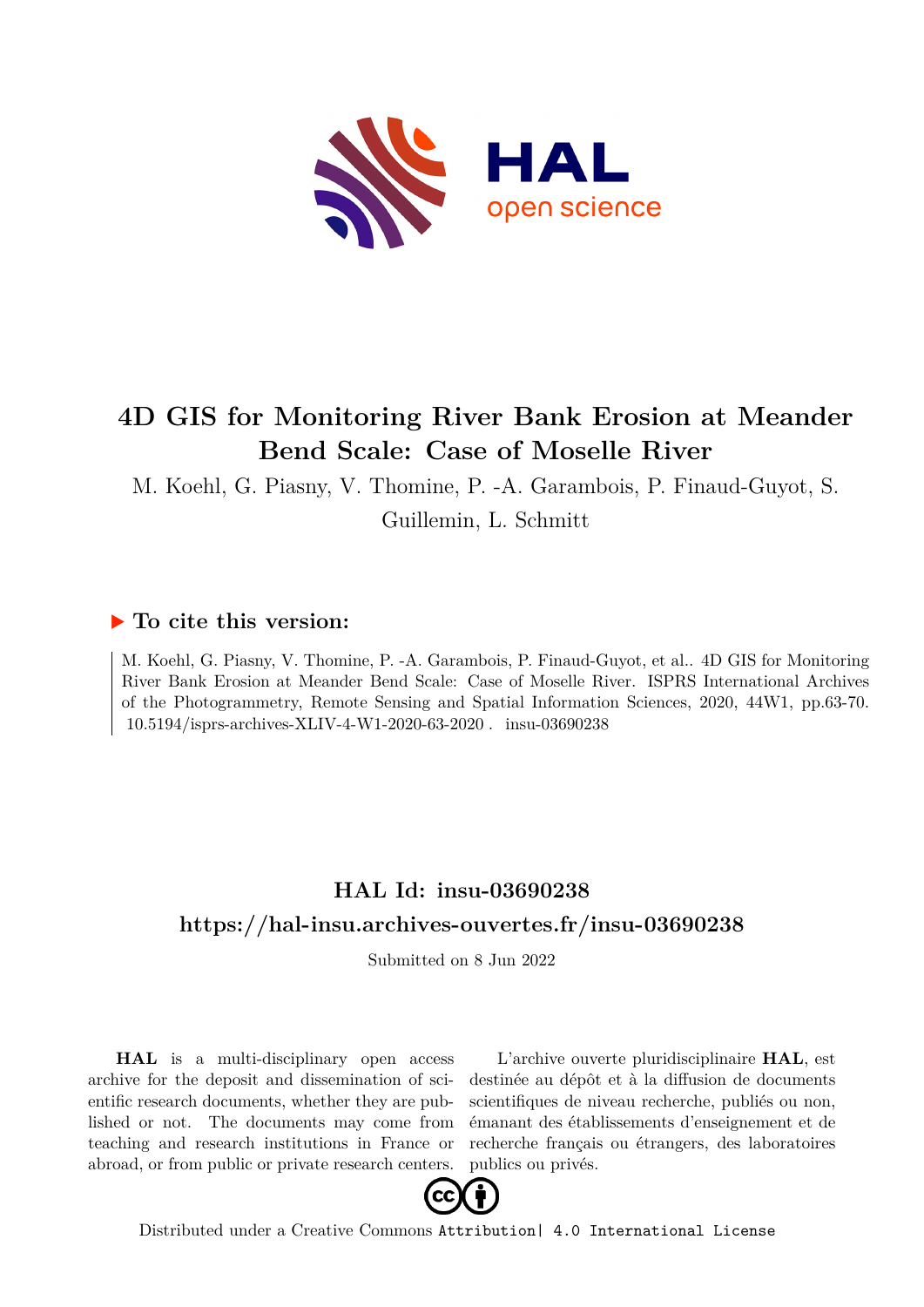# 4D GIS for Monitoring River Bank Erosion at Meander Bend Scale: Case of Moselle River

M. Koehl, G. Piasny, V. Thomine, P. -A. Garambois, P. Finaud-Guyot, S. Guillemin, L. Schmitt

## ▶ To cite this version:

M. Koehl, G. Piasny, V. Thomine, P. -A. Garambois, P. Finaud-Guyot, et al.. 4D GIS for Monitoring River Bank Erosion at Meander Bend Scale: Case of Moselle River. ISPRS International Archives of the Photogrammetry, Remote Sensing and Spatial Information Sciences, 2020, 44W1, pp.63-70. 10.5194/isprs-archives-XLIV-4-W1-2020-63-2020 . insu-03690238

## HAL Id: insu-03690238

## https://hal-insu.archives-ouvertes.fr/insu-03690238

Submitted on 8 Jun 2022

**HAL** is a multi-disciplinary open access archive for the deposit and dissemination of scientific research documents, whether they are published or not. The documents may come from teaching and research institutions in France or abroad, or from public or private research centers.

L'archive ouverte pluridisciplinaire **HAL**, est destinée au dépôt et à la diffusion de documents scientifiques de niveau recherche, publiés ou non, émanant des établissements d'enseignement et de recherche français ou étrangers, des laboratoires publics ou privés.

Distributed under a Creative Commons Attribution| 4.0 International License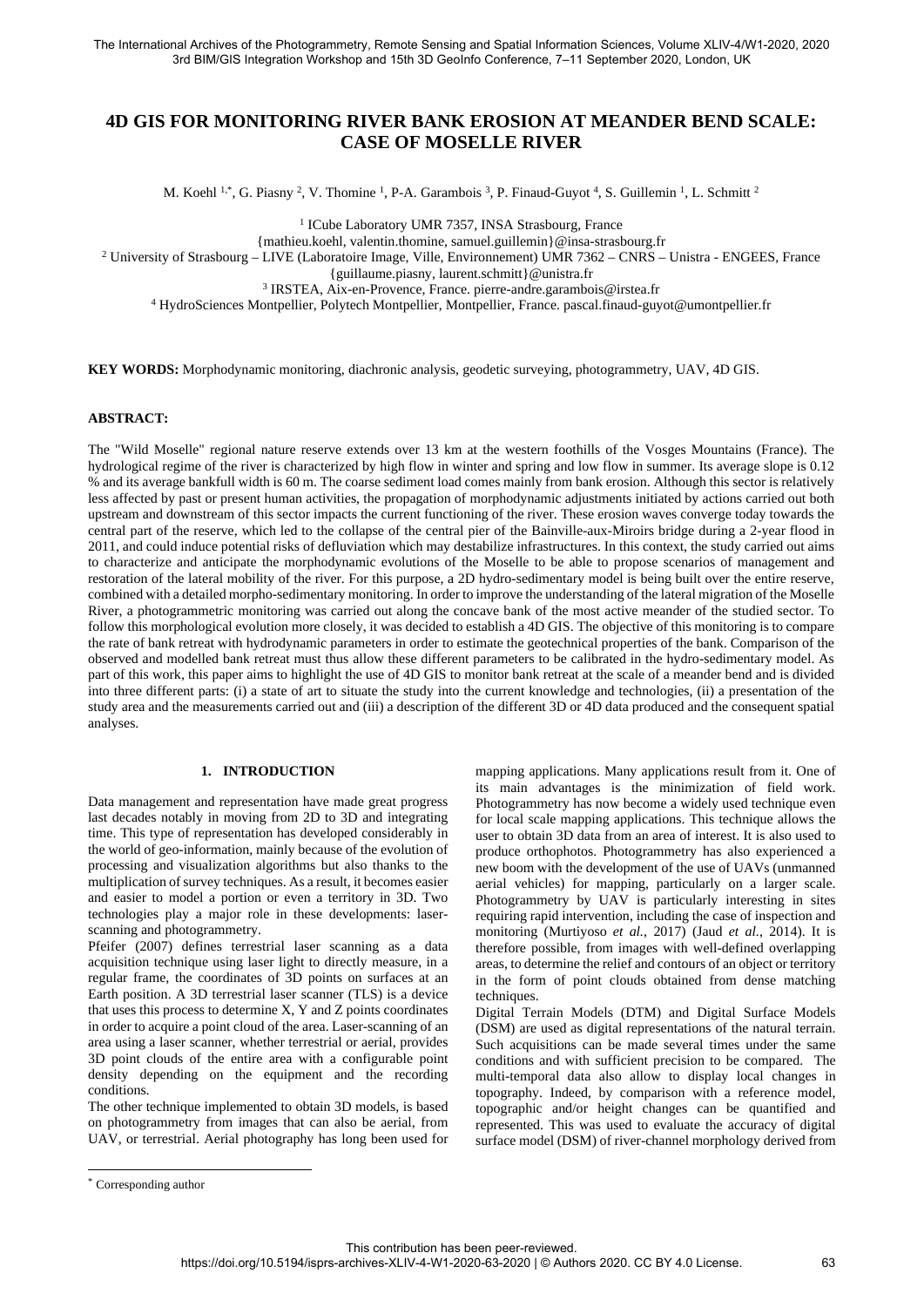# 4D GIS FOR MONITORING RIVER BANK EROSION AT MEANDER BEND SCALE: CASE OF MOSELLE RIVER

M. Koehl [1,*], G. Piasny [2], V. Thomine [1], P-A. Garambois [3], P. Finaud-Guyot [4], S. Guillemin [1], L. Schmitt [2]

[1] ICube Laboratory UMR 7357, INSA Strasbourg, France
{mathieu.koehl, valentin.thomine, samuel.guillemin}@insa-strasbourg.fr

[2] University of Strasbourg – LIVE (Laboratoire Image, Ville, Environnement) UMR 7362 – CNRS – Unistra - ENGEES, France
{guillaume.piasny, laurent.schmitt}@unistra.fr

[3] IRSTEA, Aix-en-Provence, France. pierre-andre.garambois@irstea.fr

[4] HydroSciences Montpellier, Polytech Montpellier, Montpellier, France. pascal.finaud-guyot@umontpellier.fr

**KEY WORDS:** Morphodynamic monitoring, diachronic analysis, geodetic surveying, photogrammetry, UAV, 4D GIS.

## ABSTRACT:

The "Wild Moselle" regional nature reserve extends over 13 km at the western foothills of the Vosges Mountains (France). The hydrological regime of the river is characterized by high flow in winter and spring and low flow in summer. Its average slope is 0.12 % and its average bankfull width is 60 m. The coarse sediment load comes mainly from bank erosion. Although this sector is relatively less affected by past or present human activities, the propagation of morphodynamic adjustments initiated by actions carried out both upstream and downstream of this sector impacts the current functioning of the river. These erosion waves converge today towards the central part of the reserve, which led to the collapse of the central pier of the Bainville-aux-Miroirs bridge during a 2-year flood in 2011, and could induce potential risks of defluviation which may destabilize infrastructures. In this context, the study carried out aims to characterize and anticipate the morphodynamic evolutions of the Moselle to be able to propose scenarios of management and restoration of the lateral mobility of the river. For this purpose, a 2D hydro-sedimentary model is being built over the entire reserve, combined with a detailed morpho-sedimentary monitoring. In order to improve the understanding of the lateral migration of the Moselle River, a photogrammetric monitoring was carried out along the concave bank of the most active meander of the studied sector. To follow this morphological evolution more closely, it was decided to establish a 4D GIS. The objective of this monitoring is to compare the rate of bank retreat with hydrodynamic parameters in order to estimate the geotechnical properties of the bank. Comparison of the observed and modelled bank retreat must thus allow these different parameters to be calibrated in the hydro-sedimentary model. As part of this work, this paper aims to highlight the use of 4D GIS to monitor bank retreat at the scale of a meander bend and is divided into three different parts: (i) a state of art to situate the study into the current knowledge and technologies, (ii) a presentation of the study area and the measurements carried out and (iii) a description of the different 3D or 4D data produced and the consequent spatial analyses.

## 1. INTRODUCTION

Data management and representation have made great progress last decades notably in moving from 2D to 3D and integrating time. This type of representation has developed considerably in the world of geo-information, mainly because of the evolution of processing and visualization algorithms but also thanks to the multiplication of survey techniques. As a result, it becomes easier and easier to model a portion or even a territory in 3D. Two technologies play a major role in these developments: laser-scanning and photogrammetry.

Pfeifer (2007) defines terrestrial laser scanning as a data acquisition technique using laser light to directly measure, in a regular frame, the coordinates of 3D points on surfaces at an Earth position. A 3D terrestrial laser scanner (TLS) is a device that uses this process to determine X, Y and Z points coordinates in order to acquire a point cloud of the area. Laser-scanning of an area using a laser scanner, whether terrestrial or aerial, provides 3D point clouds of the entire area with a configurable point density depending on the equipment and the recording conditions.

The other technique implemented to obtain 3D models, is based on photogrammetry from images that can also be aerial, from UAV, or terrestrial. Aerial photography has long been used for mapping applications. Many applications result from it. One of its main advantages is the minimization of field work. Photogrammetry has now become a widely used technique even for local scale mapping applications. This technique allows the user to obtain 3D data from an area of interest. It is also used to produce orthophotos. Photogrammetry has also experienced a new boom with the development of the use of UAVs (unmanned aerial vehicles) for mapping, particularly on a larger scale. Photogrammetry by UAV is particularly interesting in sites requiring rapid intervention, including the case of inspection and monitoring (Murtiyoso *et al.*, 2017) (Jaud *et al.*, 2014). It is therefore possible, from images with well-defined overlapping areas, to determine the relief and contours of an object or territory in the form of point clouds obtained from dense matching techniques.

Digital Terrain Models (DTM) and Digital Surface Models (DSM) are used as digital representations of the natural terrain. Such acquisitions can be made several times under the same conditions and with sufficient precision to be compared. The multi-temporal data also allow to display local changes in topography. Indeed, by comparison with a reference model, topographic and/or height changes can be quantified and represented. This was used to evaluate the accuracy of digital surface model (DSM) of river-channel morphology derived from

* Corresponding author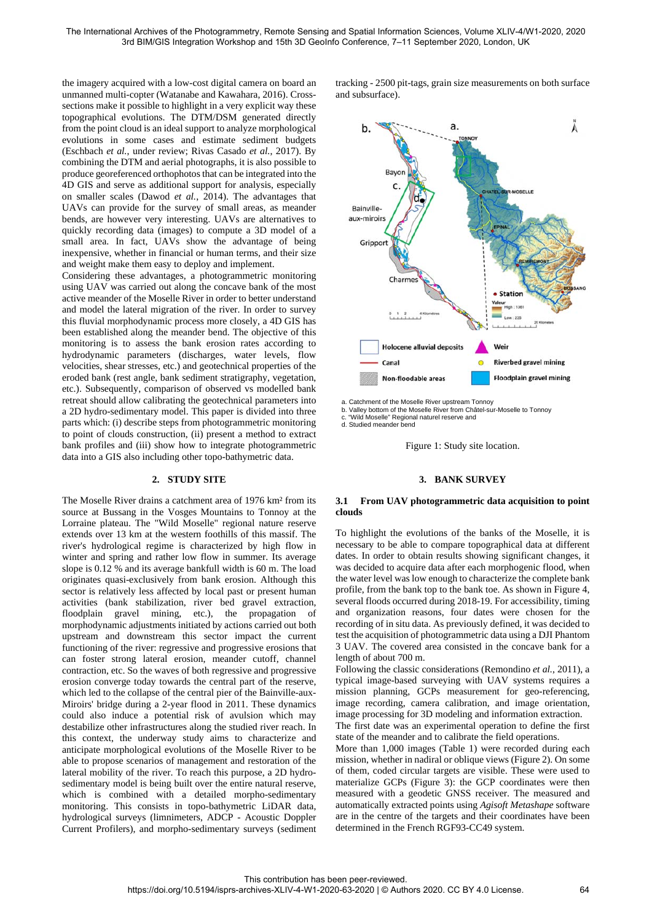the imagery acquired with a low-cost digital camera on board an unmanned multi-copter (Watanabe and Kawahara, 2016). Cross-sections make it possible to highlight in a very explicit way these topographical evolutions. The DTM/DSM generated directly from the point cloud is an ideal support to analyze morphological evolutions in some cases and estimate sediment budgets (Eschbach *et al.*, under review; Rivas Casado *et al.*, 2017). By combining the DTM and aerial photographs, it is also possible to produce georeferenced orthophotos that can be integrated into the 4D GIS and serve as additional support for analysis, especially on smaller scales (Dawod *et al.*, 2014). The advantages that UAVs can provide for the survey of small areas, as meander bends, are however very interesting. UAVs are alternatives to quickly recording data (images) to compute a 3D model of a small area. In fact, UAVs show the advantage of being inexpensive, whether in financial or human terms, and their size and weight make them easy to deploy and implement.

Considering these advantages, a photogrammetric monitoring using UAV was carried out along the concave bank of the most active meander of the Moselle River in order to better understand and model the lateral migration of the river. In order to survey this fluvial morphodynamic process more closely, a 4D GIS has been established along the meander bend. The objective of this monitoring is to assess the bank erosion rates according to hydrodynamic parameters (discharges, water levels, flow velocities, shear stresses, etc.) and geotechnical properties of the eroded bank (rest angle, bank sediment stratigraphy, vegetation, etc.). Subsequently, comparison of observed vs modelled bank retreat should allow calibrating the geotechnical parameters into a 2D hydro-sedimentary model. This paper is divided into three parts which: (i) describe steps from photogrammetric monitoring to point of clouds construction, (ii) present a method to extract bank profiles and (iii) show how to integrate photogrammetric data into a GIS also including other topo-bathymetric data.

## 2. STUDY SITE

The Moselle River drains a catchment area of 1976 km² from its source at Bussang in the Vosges Mountains to Tonnoy at the Lorraine plateau. The "Wild Moselle" regional nature reserve extends over 13 km at the western foothills of this massif. The river's hydrological regime is characterized by high flow in winter and spring and rather low flow in summer. Its average slope is 0.12 % and its average bankfull width is 60 m. The load originates quasi-exclusively from bank erosion. Although this sector is relatively less affected by local past or present human activities (bank stabilization, river bed gravel extraction, floodplain gravel mining, etc.), the propagation of morphodynamic adjustments initiated by actions carried out both upstream and downstream this sector impact the current functioning of the river: regressive and progressive erosions that can foster strong lateral erosion, meander cutoff, channel contraction, etc. So the waves of both regressive and progressive erosion converge today towards the central part of the reserve, which led to the collapse of the central pier of the Bainville-aux-Miroirs' bridge during a 2-year flood in 2011. These dynamics could also induce a potential risk of avulsion which may destabilize other infrastructures along the studied river reach. In this context, the underway study aims to characterize and anticipate morphological evolutions of the Moselle River to be able to propose scenarios of management and restoration of the lateral mobility of the river. To reach this purpose, a 2D hydro-sedimentary model is being built over the entire natural reserve, which is combined with a detailed morpho-sedimentary monitoring. This consists in topo-bathymetric LiDAR data, hydrological surveys (limnimeters, ADCP - Acoustic Doppler Current Profilers), and morpho-sedimentary surveys (sediment tracking - 2500 pit-tags, grain size measurements on both surface and subsurface).

a. Catchment of the Moselle River upstream Tonnoy
b. Valley bottom of the Moselle River from Châtel-sur-Moselle to Tonnoy
c. "Wild Moselle" Regional naturel reserve and
d. Studied meander bend

Figure 1: Study site location.

## 3. BANK SURVEY

### 3.1 From UAV photogrammetric data acquisition to point clouds

To highlight the evolutions of the banks of the Moselle, it is necessary to be able to compare topographical data at different dates. In order to obtain results showing significant changes, it was decided to acquire data after each morphogenic flood, when the water level was low enough to characterize the complete bank profile, from the bank top to the bank toe. As shown in Figure 4, several floods occurred during 2018-19. For accessibility, timing and organization reasons, four dates were chosen for the recording of in situ data. As previously defined, it was decided to test the acquisition of photogrammetric data using a DJI Phantom 3 UAV. The covered area consisted in the concave bank for a length of about 700 m.

Following the classic considerations (Remondino *et al.*, 2011), a typical image-based surveying with UAV systems requires a mission planning, GCPs measurement for geo-referencing, image recording, camera calibration, and image orientation, image processing for 3D modeling and information extraction.

The first date was an experimental operation to define the first state of the meander and to calibrate the field operations.

More than 1,000 images (Table 1) were recorded during each mission, whether in nadiral or oblique views (Figure 2). On some of them, coded circular targets are visible. These were used to materialize GCPs (Figure 3): the GCP coordinates were then measured with a geodetic GNSS receiver. The measured and automatically extracted points using *Agisoft Metashape* software are in the centre of the targets and their coordinates have been determined in the French RGF93-CC49 system.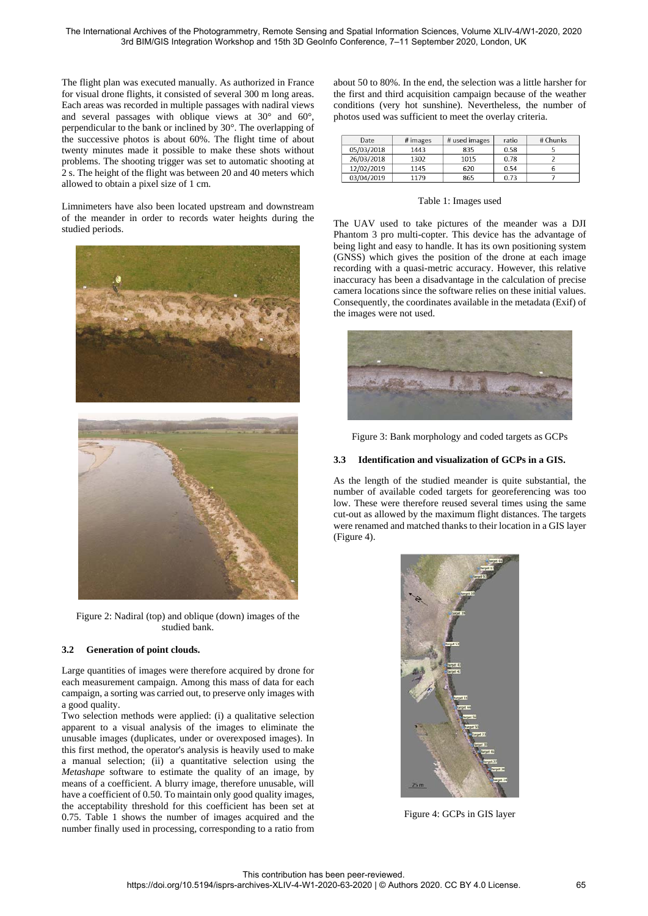The flight plan was executed manually. As authorized in France for visual drone flights, it consisted of several 300 m long areas. Each areas was recorded in multiple passages with nadiral views and several passages with oblique views at 30° and 60°, perpendicular to the bank or inclined by 30°. The overlapping of the successive photos is about 60%. The flight time of about twenty minutes made it possible to make these shots without problems. The shooting trigger was set to automatic shooting at 2 s. The height of the flight was between 20 and 40 meters which allowed to obtain a pixel size of 1 cm.

Limnimeters have also been located upstream and downstream of the meander in order to records water heights during the studied periods.

Figure 2: Nadiral (top) and oblique (down) images of the studied bank.

### 3.2 Generation of point clouds.

Large quantities of images were therefore acquired by drone for each measurement campaign. Among this mass of data for each campaign, a sorting was carried out, to preserve only images with a good quality.

Two selection methods were applied: (i) a qualitative selection apparent to a visual analysis of the images to eliminate the unusable images (duplicates, under or overexposed images). In this first method, the operator's analysis is heavily used to make a manual selection; (ii) a quantitative selection using the *Metashape* software to estimate the quality of an image, by means of a coefficient. A blurry image, therefore unusable, will have a coefficient of 0.50. To maintain only good quality images, the acceptability threshold for this coefficient has been set at 0.75. Table 1 shows the number of images acquired and the number finally used in processing, corresponding to a ratio from about 50 to 80%. In the end, the selection was a little harsher for the first and third acquisition campaign because of the weather conditions (very hot sunshine). Nevertheless, the number of photos used was sufficient to meet the overlay criteria.

| Date | # images | # used images | ratio | # Chunks |
|---|---|---|---|---|
| 05/03/2018 | 1443 | 835 | 0.58 | 5 |
| 26/03/2018 | 1302 | 1015 | 0.78 | 2 |
| 12/02/2019 | 1145 | 620 | 0.54 | 6 |
| 03/04/2019 | 1179 | 865 | 0.73 | 7 |

Table 1: Images used

The UAV used to take pictures of the meander was a DJI Phantom 3 pro multi-copter. This device has the advantage of being light and easy to handle. It has its own positioning system (GNSS) which gives the position of the drone at each image recording with a quasi-metric accuracy. However, this relative inaccuracy has been a disadvantage in the calculation of precise camera locations since the software relies on these initial values. Consequently, the coordinates available in the metadata (Exif) of the images were not used.

Figure 3: Bank morphology and coded targets as GCPs

### 3.3 Identification and visualization of GCPs in a GIS.

As the length of the studied meander is quite substantial, the number of available coded targets for georeferencing was too low. These were therefore reused several times using the same cut-out as allowed by the maximum flight distances. The targets were renamed and matched thanks to their location in a GIS layer (Figure 4).

Figure 4: GCPs in GIS layer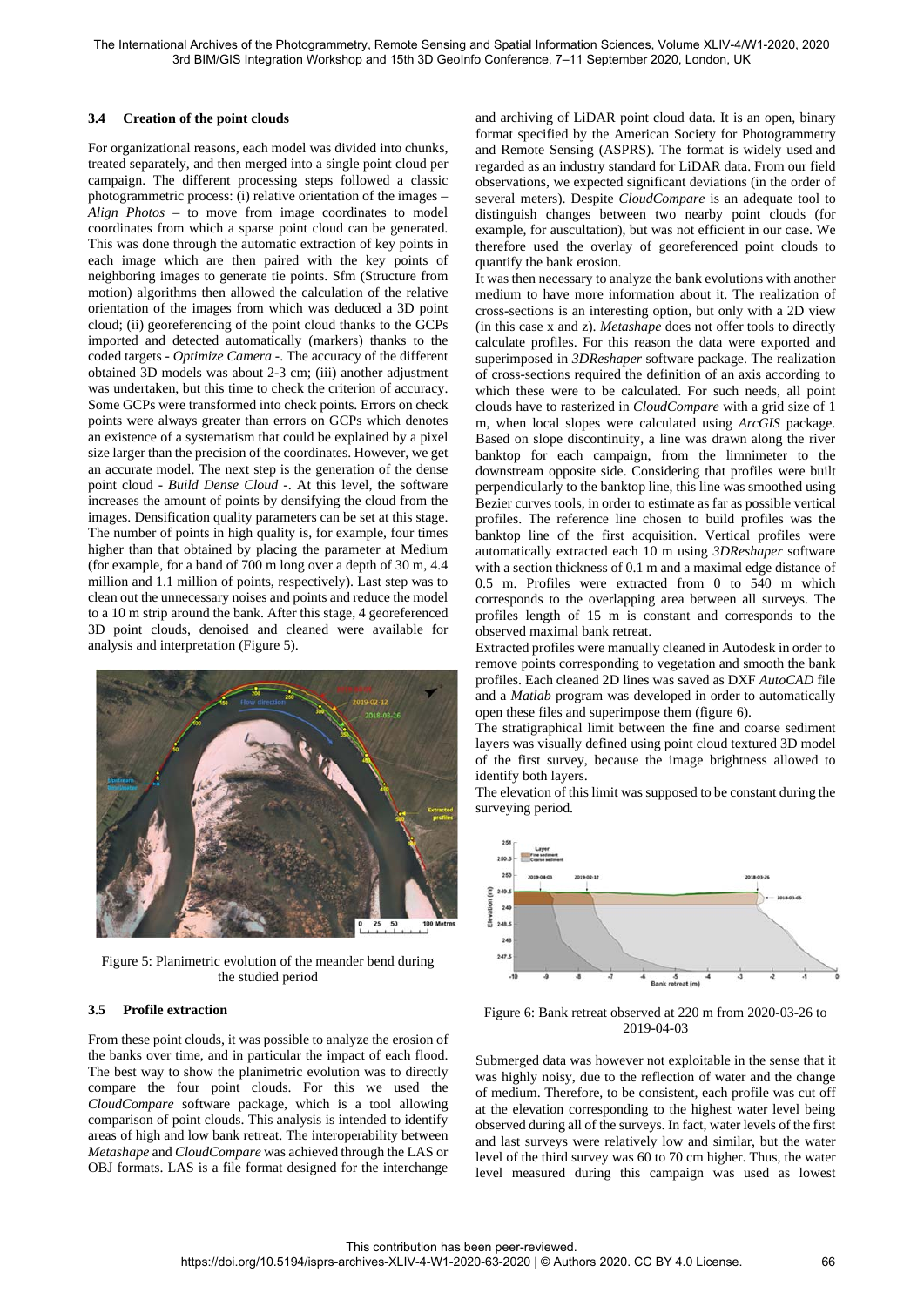### 3.4 Creation of the point clouds

For organizational reasons, each model was divided into chunks, treated separately, and then merged into a single point cloud per campaign. The different processing steps followed a classic photogrammetric process: (i) relative orientation of the images – *Align Photos* – to move from image coordinates to model coordinates from which a sparse point cloud can be generated. This was done through the automatic extraction of key points in each image which are then paired with the key points of neighboring images to generate tie points. Sfm (Structure from motion) algorithms then allowed the calculation of the relative orientation of the images from which was deduced a 3D point cloud; (ii) georeferencing of the point cloud thanks to the GCPs imported and detected automatically (markers) thanks to the coded targets - *Optimize Camera* -. The accuracy of the different obtained 3D models was about 2-3 cm; (iii) another adjustment was undertaken, but this time to check the criterion of accuracy. Some GCPs were transformed into check points. Errors on check points were always greater than errors on GCPs which denotes an existence of a systematism that could be explained by a pixel size larger than the precision of the coordinates. However, we get an accurate model. The next step is the generation of the dense point cloud - *Build Dense Cloud* -. At this level, the software increases the amount of points by densifying the cloud from the images. Densification quality parameters can be set at this stage. The number of points in high quality is, for example, four times higher than that obtained by placing the parameter at Medium (for example, for a band of 700 m long over a depth of 30 m, 4.4 million and 1.1 million of points, respectively). Last step was to clean out the unnecessary noises and points and reduce the model to a 10 m strip around the bank. After this stage, 4 georeferenced 3D point clouds, denoised and cleaned were available for analysis and interpretation (Figure 5).

Figure 5: Planimetric evolution of the meander bend during the studied period

### 3.5 Profile extraction

From these point clouds, it was possible to analyze the erosion of the banks over time, and in particular the impact of each flood. The best way to show the planimetric evolution was to directly compare the four point clouds. For this we used the *CloudCompare* software package, which is a tool allowing comparison of point clouds. This analysis is intended to identify areas of high and low bank retreat. The interoperability between *Metashape* and *CloudCompare* was achieved through the LAS or OBJ formats. LAS is a file format designed for the interchange and archiving of LiDAR point cloud data. It is an open, binary format specified by the American Society for Photogrammetry and Remote Sensing (ASPRS). The format is widely used and regarded as an industry standard for LiDAR data. From our field observations, we expected significant deviations (in the order of several meters). Despite *CloudCompare* is an adequate tool to distinguish changes between two nearby point clouds (for example, for auscultation), but was not efficient in our case. We therefore used the overlay of georeferenced point clouds to quantify the bank erosion.

It was then necessary to analyze the bank evolutions with another medium to have more information about it. The realization of cross-sections is an interesting option, but only with a 2D view (in this case x and z). *Metashape* does not offer tools to directly calculate profiles. For this reason the data were exported and superimposed in *3DReshaper* software package. The realization of cross-sections required the definition of an axis according to which these were to be calculated. For such needs, all point clouds have to rasterized in *CloudCompare* with a grid size of 1 m, when local slopes were calculated using *ArcGIS* package. Based on slope discontinuity, a line was drawn along the river banktop for each campaign, from the limnimeter to the downstream opposite side. Considering that profiles were built perpendicularly to the banktop line, this line was smoothed using Bezier curves tools, in order to estimate as far as possible vertical profiles. The reference line chosen to build profiles was the banktop line of the first acquisition. Vertical profiles were automatically extracted each 10 m using *3DReshaper* software with a section thickness of 0.1 m and a maximal edge distance of 0.5 m. Profiles were extracted from 0 to 540 m which corresponds to the overlapping area between all surveys. The profiles length of 15 m is constant and corresponds to the observed maximal bank retreat.

Extracted profiles were manually cleaned in Autodesk in order to remove points corresponding to vegetation and smooth the bank profiles. Each cleaned 2D lines was saved as DXF *AutoCAD* file and a *Matlab* program was developed in order to automatically open these files and superimpose them (figure 6).

The stratigraphical limit between the fine and coarse sediment layers was visually defined using point cloud textured 3D model of the first survey, because the image brightness allowed to identify both layers.

The elevation of this limit was supposed to be constant during the surveying period.

Figure 6: Bank retreat observed at 220 m from 2020-03-26 to 2019-04-03

Submerged data was however not exploitable in the sense that it was highly noisy, due to the reflection of water and the change of medium. Therefore, to be consistent, each profile was cut off at the elevation corresponding to the highest water level being observed during all of the surveys. In fact, water levels of the first and last surveys were relatively low and similar, but the water level of the third survey was 60 to 70 cm higher. Thus, the water level measured during this campaign was used as lowest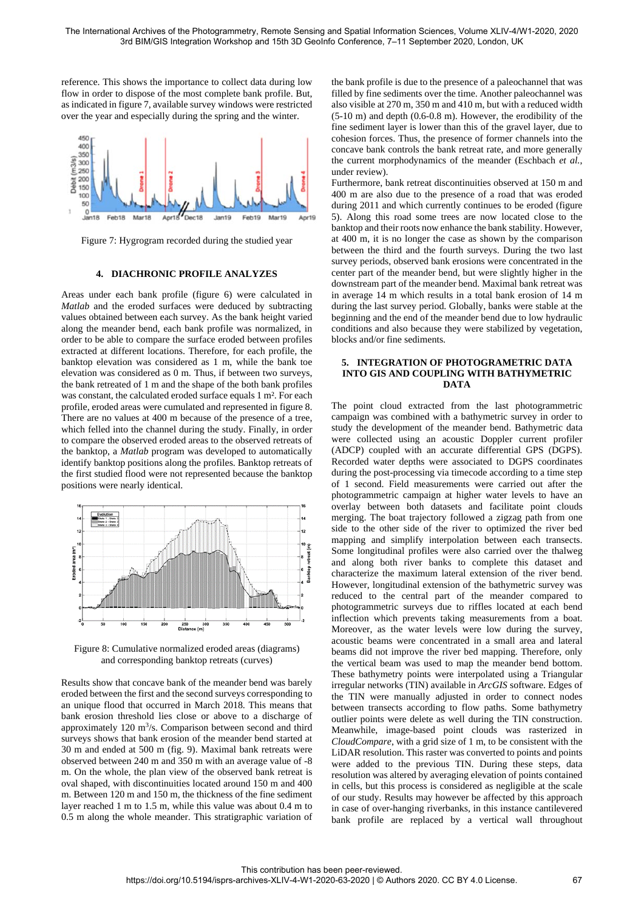reference. This shows the importance to collect data during low flow in order to dispose of the most complete bank profile. But, as indicated in figure 7, available survey windows were restricted over the year and especially during the spring and the winter.

Figure 7: Hygrogram recorded during the studied year

## 4. DIACHRONIC PROFILE ANALYZES

Areas under each bank profile (figure 6) were calculated in *Matlab* and the eroded surfaces were deduced by subtracting values obtained between each survey. As the bank height varied along the meander bend, each bank profile was normalized, in order to be able to compare the surface eroded between profiles extracted at different locations. Therefore, for each profile, the banktop elevation was considered as 1 m, while the bank toe elevation was considered as 0 m. Thus, if between two surveys, the bank retreated of 1 m and the shape of the both bank profiles was constant, the calculated eroded surface equals 1 m². For each profile, eroded areas were cumulated and represented in figure 8. There are no values at 400 m because of the presence of a tree, which felled into the channel during the study. Finally, in order to compare the observed eroded areas to the observed retreats of the banktop, a *Matlab* program was developed to automatically identify banktop positions along the profiles. Banktop retreats of the first studied flood were not represented because the banktop positions were nearly identical.

Figure 8: Cumulative normalized eroded areas (diagrams) and corresponding banktop retreats (curves)

Results show that concave bank of the meander bend was barely eroded between the first and the second surveys corresponding to an unique flood that occurred in March 2018. This means that bank erosion threshold lies close or above to a discharge of approximately 120 m$^3$/s. Comparison between second and third surveys shows that bank erosion of the meander bend started at 30 m and ended at 500 m (fig. 9). Maximal bank retreats were observed between 240 m and 350 m with an average value of -8 m. On the whole, the plan view of the observed bank retreat is oval shaped, with discontinuities located around 150 m and 400 m. Between 120 m and 150 m, the thickness of the fine sediment layer reached 1 m to 1.5 m, while this value was about 0.4 m to 0.5 m along the whole meander. This stratigraphic variation of the bank profile is due to the presence of a paleochannel that was filled by fine sediments over the time. Another paleochannel was also visible at 270 m, 350 m and 410 m, but with a reduced width (5-10 m) and depth (0.6-0.8 m). However, the erodibility of the fine sediment layer is lower than this of the gravel layer, due to cohesion forces. Thus, the presence of former channels into the concave bank controls the bank retreat rate, and more generally the current morphodynamics of the meander (Eschbach *et al.*, under review).

Furthermore, bank retreat discontinuities observed at 150 m and 400 m are also due to the presence of a road that was eroded during 2011 and which currently continues to be eroded (figure 5). Along this road some trees are now located close to the banktop and their roots now enhance the bank stability. However, at 400 m, it is no longer the case as shown by the comparison between the third and the fourth surveys. During the two last survey periods, observed bank erosions were concentrated in the center part of the meander bend, but were slightly higher in the downstream part of the meander bend. Maximal bank retreat was in average 14 m which results in a total bank erosion of 14 m during the last survey period. Globally, banks were stable at the beginning and the end of the meander bend due to low hydraulic conditions and also because they were stabilized by vegetation, blocks and/or fine sediments.

## 5. INTEGRATION OF PHOTOGRAMETRIC DATA INTO GIS AND COUPLING WITH BATHYMETRIC DATA

The point cloud extracted from the last photogrammetric campaign was combined with a bathymetric survey in order to study the development of the meander bend. Bathymetric data were collected using an acoustic Doppler current profiler (ADCP) coupled with an accurate differential GPS (DGPS). Recorded water depths were associated to DGPS coordinates during the post-processing via timecode according to a time step of 1 second. Field measurements were carried out after the photogrammetric campaign at higher water levels to have an overlay between both datasets and facilitate point clouds merging. The boat trajectory followed a zigzag path from one side to the other side of the river to optimized the river bed mapping and simplify interpolation between each transects. Some longitudinal profiles were also carried over the thalweg and along both river banks to complete this dataset and characterize the maximum lateral extension of the river bend. However, longitudinal extension of the bathymetric survey was reduced to the central part of the meander compared to photogrammetric surveys due to riffles located at each bend inflection which prevents taking measurements from a boat. Moreover, as the water levels were low during the survey, acoustic beams were concentrated in a small area and lateral beams did not improve the river bed mapping. Therefore, only the vertical beam was used to map the meander bend bottom. These bathymetry points were interpolated using a Triangular irregular networks (TIN) available in *ArcGIS* software. Edges of the TIN were manually adjusted in order to connect nodes between transects according to flow paths. Some bathymetry outlier points were delete as well during the TIN construction. Meanwhile, image-based point clouds was rasterized in *CloudCompare*, with a grid size of 1 m, to be consistent with the LiDAR resolution. This raster was converted to points and points were added to the previous TIN. During these steps, data resolution was altered by averaging elevation of points contained in cells, but this process is considered as negligible at the scale of our study. Results may however be affected by this approach in case of over-hanging riverbanks, in this instance cantilevered bank profile are replaced by a vertical wall throughout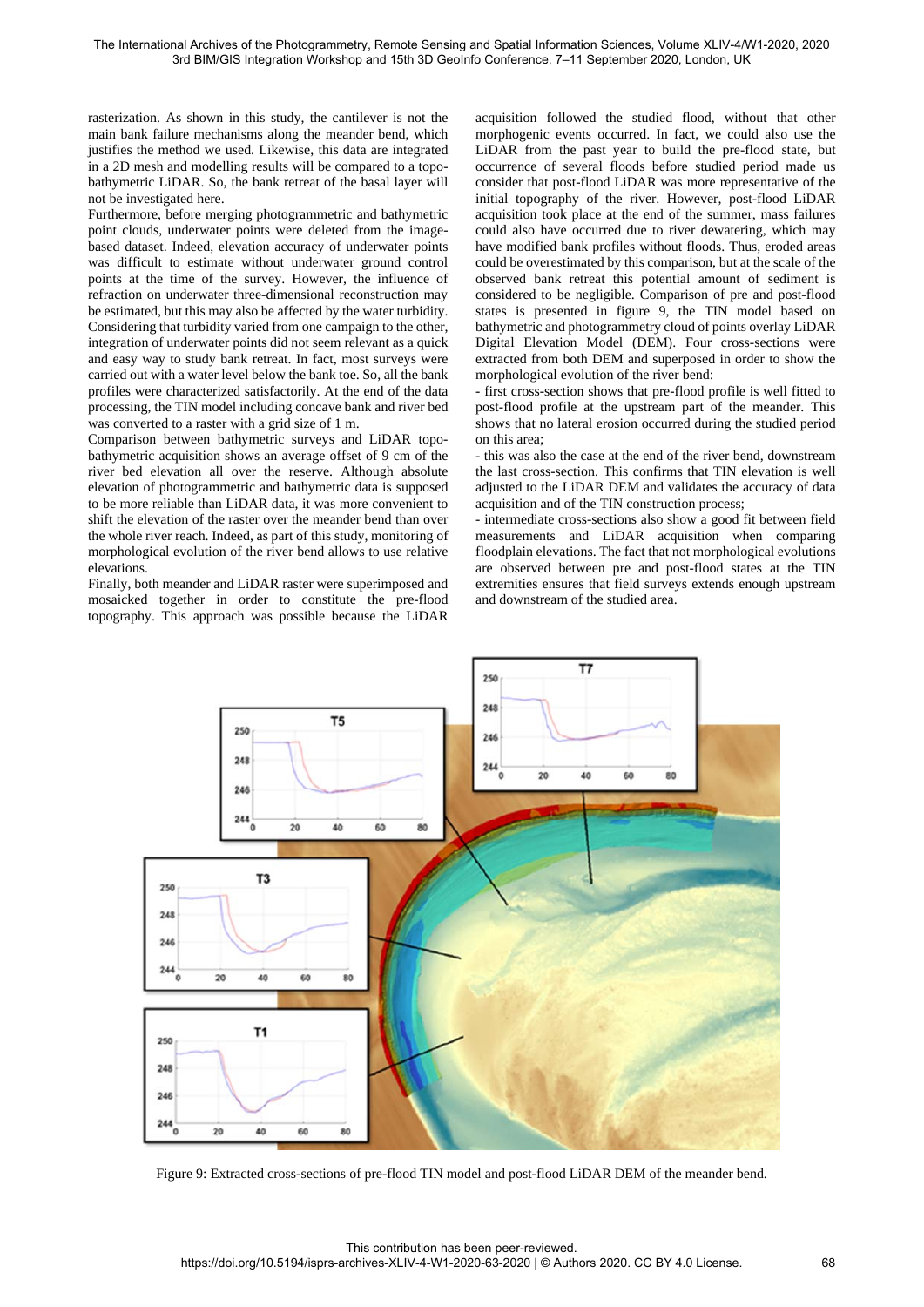rasterization. As shown in this study, the cantilever is not the main bank failure mechanisms along the meander bend, which justifies the method we used. Likewise, this data are integrated in a 2D mesh and modelling results will be compared to a topo-bathymetric LiDAR. So, the bank retreat of the basal layer will not be investigated here.

Furthermore, before merging photogrammetric and bathymetric point clouds, underwater points were deleted from the image-based dataset. Indeed, elevation accuracy of underwater points was difficult to estimate without underwater ground control points at the time of the survey. However, the influence of refraction on underwater three-dimensional reconstruction may be estimated, but this may also be affected by the water turbidity. Considering that turbidity varied from one campaign to the other, integration of underwater points did not seem relevant as a quick and easy way to study bank retreat. In fact, most surveys were carried out with a water level below the bank toe. So, all the bank profiles were characterized satisfactorily. At the end of the data processing, the TIN model including concave bank and river bed was converted to a raster with a grid size of 1 m.

Comparison between bathymetric surveys and LiDAR topo-bathymetric acquisition shows an average offset of 9 cm of the river bed elevation all over the reserve. Although absolute elevation of photogrammetric and bathymetric data is supposed to be more reliable than LiDAR data, it was more convenient to shift the elevation of the raster over the meander bend than over the whole river reach. Indeed, as part of this study, monitoring of morphological evolution of the river bend allows to use relative elevations.

Finally, both meander and LiDAR raster were superimposed and mosaicked together in order to constitute the pre-flood topography. This approach was possible because the LiDAR acquisition followed the studied flood, without that other morphogenic events occurred. In fact, we could also use the LiDAR from the past year to build the pre-flood state, but occurrence of several floods before studied period made us consider that post-flood LiDAR was more representative of the initial topography of the river. However, post-flood LiDAR acquisition took place at the end of the summer, mass failures could also have occurred due to river dewatering, which may have modified bank profiles without floods. Thus, eroded areas could be overestimated by this comparison, but at the scale of the observed bank retreat this potential amount of sediment is considered to be negligible. Comparison of pre and post-flood states is presented in figure 9, the TIN model based on bathymetric and photogrammetry cloud of points overlay LiDAR Digital Elevation Model (DEM). Four cross-sections were extracted from both DEM and superposed in order to show the morphological evolution of the river bend:

- first cross-section shows that pre-flood profile is well fitted to post-flood profile at the upstream part of the meander. This shows that no lateral erosion occurred during the studied period on this area;
- this was also the case at the end of the river bend, downstream the last cross-section. This confirms that TIN elevation is well adjusted to the LiDAR DEM and validates the accuracy of data acquisition and of the TIN construction process;
- intermediate cross-sections also show a good fit between field measurements and LiDAR acquisition when comparing floodplain elevations. The fact that not morphological evolutions are observed between pre and post-flood states at the TIN extremities ensures that field surveys extends enough upstream and downstream of the studied area.

Figure 9: Extracted cross-sections of pre-flood TIN model and post-flood LiDAR DEM of the meander bend.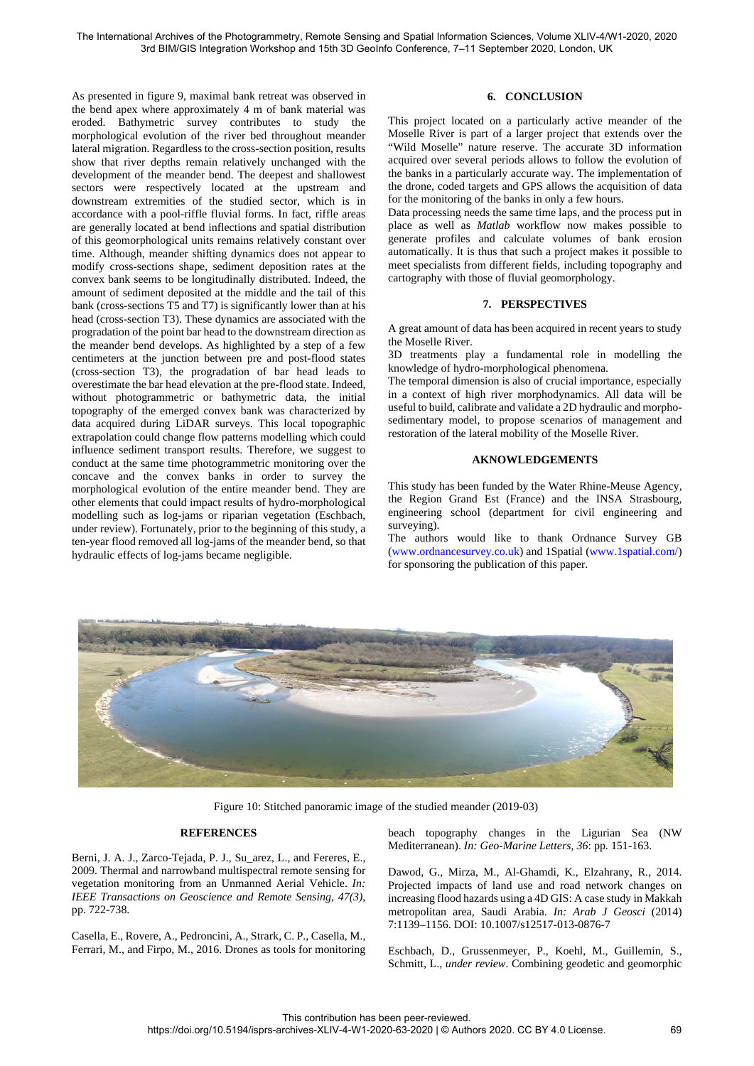As presented in figure 9, maximal bank retreat was observed in the bend apex where approximately 4 m of bank material was eroded. Bathymetric survey contributes to study the morphological evolution of the river bed throughout meander lateral migration. Regardless to the cross-section position, results show that river depths remain relatively unchanged with the development of the meander bend. The deepest and shallowest sectors were respectively located at the upstream and downstream extremities of the studied sector, which is in accordance with a pool-riffle fluvial forms. In fact, riffle areas are generally located at bend inflections and spatial distribution of this geomorphological units remains relatively constant over time. Although, meander shifting dynamics does not appear to modify cross-sections shape, sediment deposition rates at the convex bank seems to be longitudinally distributed. Indeed, the amount of sediment deposited at the middle and the tail of this bank (cross-sections T5 and T7) is significantly lower than at his head (cross-section T3). These dynamics are associated with the progradation of the point bar head to the downstream direction as the meander bend develops. As highlighted by a step of a few centimeters at the junction between pre and post-flood states (cross-section T3), the progradation of bar head leads to overestimate the bar head elevation at the pre-flood state. Indeed, without photogrammetric or bathymetric data, the initial topography of the emerged convex bank was characterized by data acquired during LiDAR surveys. This local topographic extrapolation could change flow patterns modelling which could influence sediment transport results. Therefore, we suggest to conduct at the same time photogrammetric monitoring over the concave and the convex banks in order to survey the morphological evolution of the entire meander bend. They are other elements that could impact results of hydro-morphological modelling such as log-jams or riparian vegetation (Eschbach, under review). Fortunately, prior to the beginning of this study, a ten-year flood removed all log-jams of the meander bend, so that hydraulic effects of log-jams became negligible.

## 6. CONCLUSION

This project located on a particularly active meander of the Moselle River is part of a larger project that extends over the "Wild Moselle" nature reserve. The accurate 3D information acquired over several periods allows to follow the evolution of the banks in a particularly accurate way. The implementation of the drone, coded targets and GPS allows the acquisition of data for the monitoring of the banks in only a few hours.
Data processing needs the same time laps, and the process put in place as well as *Matlab* workflow now makes possible to generate profiles and calculate volumes of bank erosion automatically. It is thus that such a project makes it possible to meet specialists from different fields, including topography and cartography with those of fluvial geomorphology.

## 7. PERSPECTIVES

A great amount of data has been acquired in recent years to study the Moselle River.
3D treatments play a fundamental role in modelling the knowledge of hydro-morphological phenomena.
The temporal dimension is also of crucial importance, especially in a context of high river morphodynamics. All data will be useful to build, calibrate and validate a 2D hydraulic and morpho-sedimentary model, to propose scenarios of management and restoration of the lateral mobility of the Moselle River.

## AKNOWLEDGEMENTS

This study has been funded by the Water Rhine-Meuse Agency, the Region Grand Est (France) and the INSA Strasbourg, engineering school (department for civil engineering and surveying).
The authors would like to thank Ordnance Survey GB (www.ordnancesurvey.co.uk) and 1Spatial (www.1spatial.com/) for sponsoring the publication of this paper.

Figure 10: Stitched panoramic image of the studied meander (2019-03)

## REFERENCES

Berni, J. A. J., Zarco-Tejada, P. J., Su_arez, L., and Fereres, E., 2009. Thermal and narrowband multispectral remote sensing for vegetation monitoring from an Unmanned Aerial Vehicle. *In: IEEE Transactions on Geoscience and Remote Sensing, 47(3)*, pp. 722-738.

Casella, E., Rovere, A., Pedroncini, A., Strark, C. P., Casella, M., Ferrari, M., and Firpo, M., 2016. Drones as tools for monitoring beach topography changes in the Ligurian Sea (NW Mediterranean). *In: Geo-Marine Letters, 36*: pp. 151-163.

Dawod, G., Mirza, M., Al-Ghamdi, K., Elzahrany, R., 2014. Projected impacts of land use and road network changes on increasing flood hazards using a 4D GIS: A case study in Makkah metropolitan area, Saudi Arabia. *In: Arab J Geosci* (2014) 7:1139–1156. DOI: 10.1007/s12517-013-0876-7

Eschbach, D., Grussenmeyer, P., Koehl, M., Guillemin, S., Schmitt, L., *under review*. Combining geodetic and geomorphic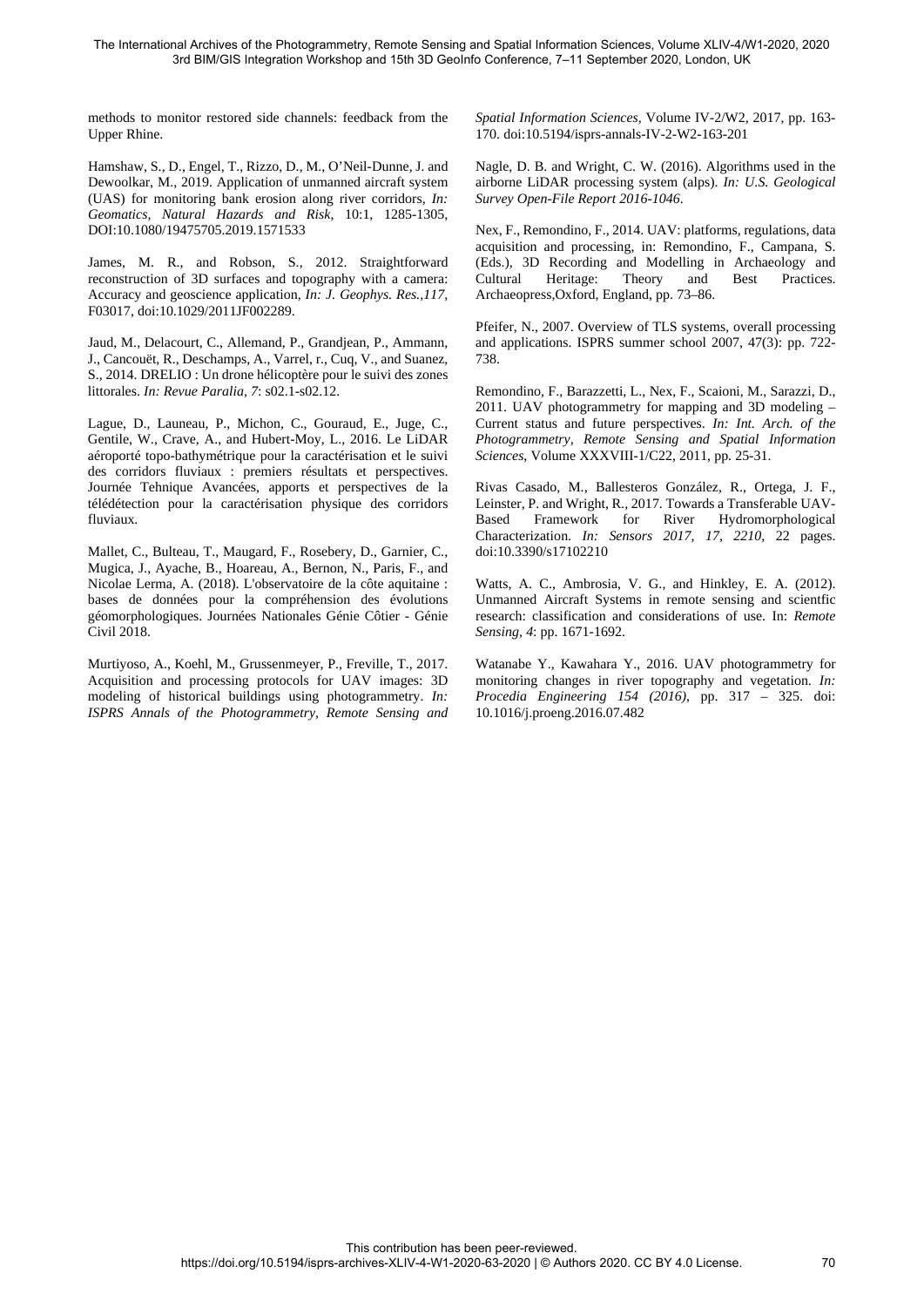methods to monitor restored side channels: feedback from the Upper Rhine.

Hamshaw, S., D., Engel, T., Rizzo, D., M., O'Neil-Dunne, J. and Dewoolkar, M., 2019. Application of unmanned aircraft system (UAS) for monitoring bank erosion along river corridors, *In: Geomatics, Natural Hazards and Risk*, 10:1, 1285-1305, DOI:10.1080/19475705.2019.1571533

James, M. R., and Robson, S., 2012. Straightforward reconstruction of 3D surfaces and topography with a camera: Accuracy and geoscience application, *In: J. Geophys. Res.,117*, F03017, doi:10.1029/2011JF002289.

Jaud, M., Delacourt, C., Allemand, P., Grandjean, P., Ammann, J., Cancouët, R., Deschamps, A., Varrel, r., Cuq, V., and Suanez, S., 2014. DRELIO : Un drone hélicoptère pour le suivi des zones littorales. *In: Revue Paralia, 7*: s02.1-s02.12.

Lague, D., Launeau, P., Michon, C., Gouraud, E., Juge, C., Gentile, W., Crave, A., and Hubert-Moy, L., 2016. Le LiDAR aéroporté topo-bathymétrique pour la caractérisation et le suivi des corridors fluviaux : premiers résultats et perspectives. Journée Tehnique Avancées, apports et perspectives de la télédétection pour la caractérisation physique des corridors fluviaux.

Mallet, C., Bulteau, T., Maugard, F., Rosebery, D., Garnier, C., Mugica, J., Ayache, B., Hoareau, A., Bernon, N., Paris, F., and Nicolae Lerma, A. (2018). L'observatoire de la côte aquitaine : bases de données pour la compréhension des évolutions géomorphologiques. Journées Nationales Génie Côtier - Génie Civil 2018.

Murtiyoso, A., Koehl, M., Grussenmeyer, P., Freville, T., 2017. Acquisition and processing protocols for UAV images: 3D modeling of historical buildings using photogrammetry. *In: ISPRS Annals of the Photogrammetry, Remote Sensing and Spatial Information Sciences*, Volume IV-2/W2, 2017, pp. 163-170. doi:10.5194/isprs-annals-IV-2-W2-163-201

Nagle, D. B. and Wright, C. W. (2016). Algorithms used in the airborne LiDAR processing system (alps). *In: U.S. Geological Survey Open-File Report 2016-1046*.

Nex, F., Remondino, F., 2014. UAV: platforms, regulations, data acquisition and processing, in: Remondino, F., Campana, S. (Eds.), 3D Recording and Modelling in Archaeology and Cultural Heritage: Theory and Best Practices. Archaeopress,Oxford, England, pp. 73–86.

Pfeifer, N., 2007. Overview of TLS systems, overall processing and applications. ISPRS summer school 2007, 47(3): pp. 722-738.

Remondino, F., Barazzetti, L., Nex, F., Scaioni, M., Sarazzi, D., 2011. UAV photogrammetry for mapping and 3D modeling – Current status and future perspectives. *In: Int. Arch. of the Photogrammetry, Remote Sensing and Spatial Information Sciences*, Volume XXXVIII-1/C22, 2011, pp. 25-31.

Rivas Casado, M., Ballesteros González, R., Ortega, J. F., Leinster, P. and Wright, R., 2017. Towards a Transferable UAV-Based Framework for River Hydromorphological Characterization. *In: Sensors 2017, 17, 2210*, 22 pages. doi:10.3390/s17102210

Watts, A. C., Ambrosia, V. G., and Hinkley, E. A. (2012). Unmanned Aircraft Systems in remote sensing and scientfic research: classification and considerations of use. In: *Remote Sensing, 4*: pp. 1671-1692.

Watanabe Y., Kawahara Y., 2016. UAV photogrammetry for monitoring changes in river topography and vegetation. *In: Procedia Engineering 154 (2016)*, pp. 317 – 325. doi: 10.1016/j.proeng.2016.07.482